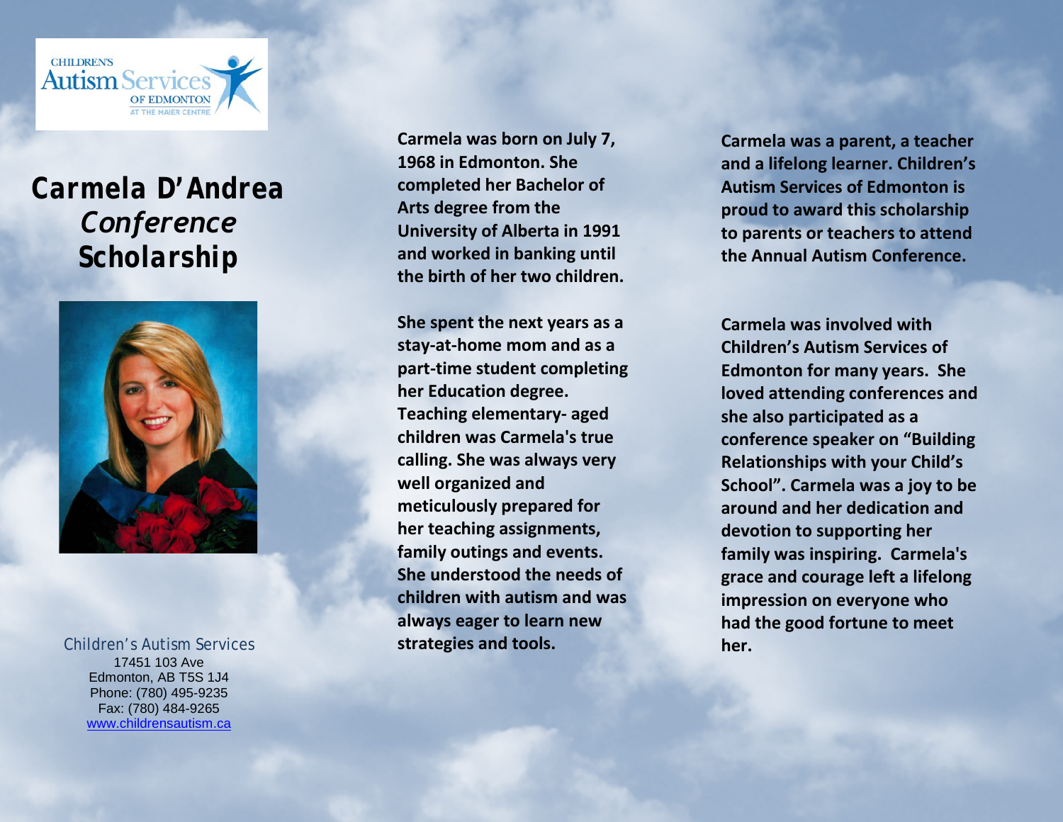CHILDREN'S
Autism Services
OF EDMONTON
AT THE MAIER CENTRE

# Carmela D'Andrea *Conference* Scholarship

Children's Autism Services
17451 103 Ave
Edmonton, AB T5S 1J4
Phone: (780) 495-9235
Fax: (780) 484-9265
www.childrensautism.ca

**Carmela was born on July 7, 1968 in Edmonton. She completed her Bachelor of Arts degree from the University of Alberta in 1991 and worked in banking until the birth of her two children.**

**She spent the next years as a stay-at-home mom and as a part-time student completing her Education degree. Teaching elementary- aged children was Carmela's true calling. She was always very well organized and meticulously prepared for her teaching assignments, family outings and events. She understood the needs of children with autism and was always eager to learn new strategies and tools.**

**Carmela was a parent, a teacher and a lifelong learner. Children's Autism Services of Edmonton is proud to award this scholarship to parents or teachers to attend the Annual Autism Conference.**

**Carmela was involved with Children's Autism Services of Edmonton for many years. She loved attending conferences and she also participated as a conference speaker on "Building Relationships with your Child's School". Carmela was a joy to be around and her dedication and devotion to supporting her family was inspiring. Carmela's grace and courage left a lifelong impression on everyone who had the good fortune to meet her.**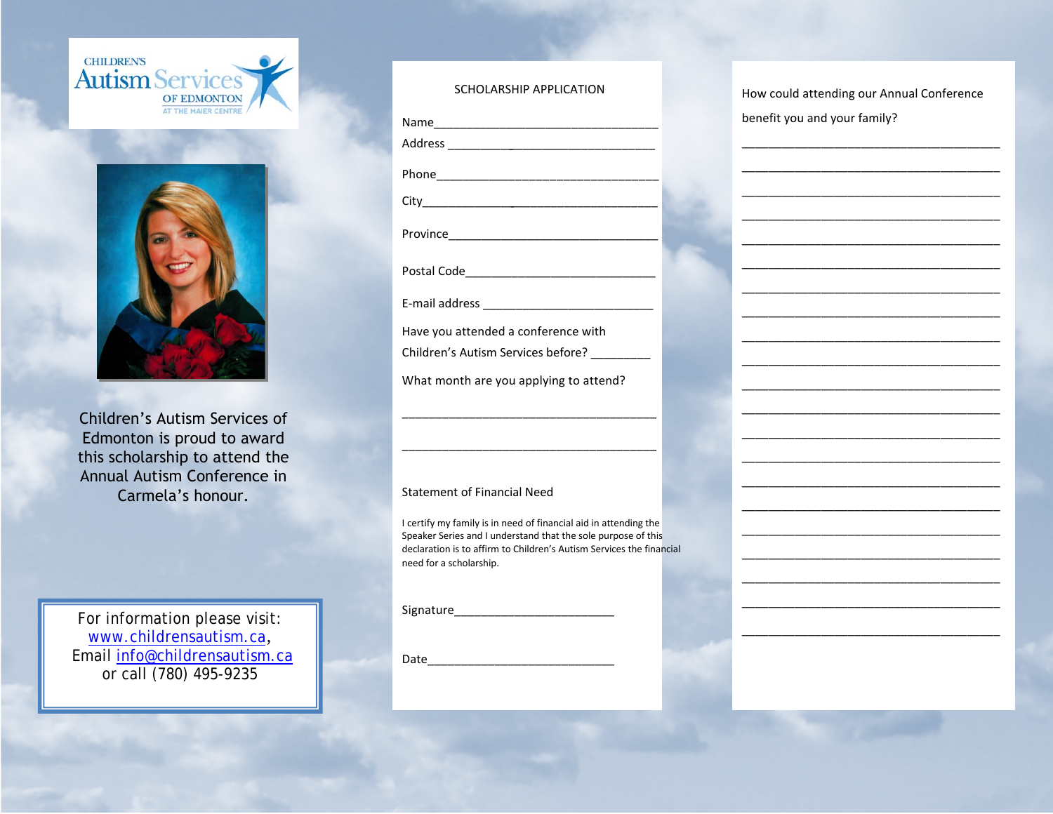CHILDREN'S Autism Services OF EDMONTON AT THE MAIER CENTRE

Children's Autism Services of Edmonton is proud to award this scholarship to attend the Annual Autism Conference in Carmela's honour.

For information please visit: www.childrensautism.ca, Email info@childrensautism.ca or call (780) 495-9235

## SCHOLARSHIP APPLICATION

Name____________________________________

Address ________________________________

Phone___________________________________

City_____________________________________

Province_________________________________

Postal Code______________________________

E-mail address ___________________________

Have you attended a conference with Children's Autism Services before? _________

What month are you applying to attend?

______________________________________

______________________________________

Statement of Financial Need

I certify my family is in need of financial aid in attending the Speaker Series and I understand that the sole purpose of this declaration is to affirm to Children's Autism Services the financial need for a scholarship.

Signature________________________

Date____________________________

How could attending our Annual Conference benefit you and your family?

______________________________________

______________________________________

______________________________________

______________________________________

______________________________________

______________________________________

______________________________________

______________________________________

______________________________________

______________________________________

______________________________________

______________________________________

______________________________________

______________________________________

______________________________________

______________________________________

______________________________________

______________________________________

______________________________________

______________________________________

______________________________________